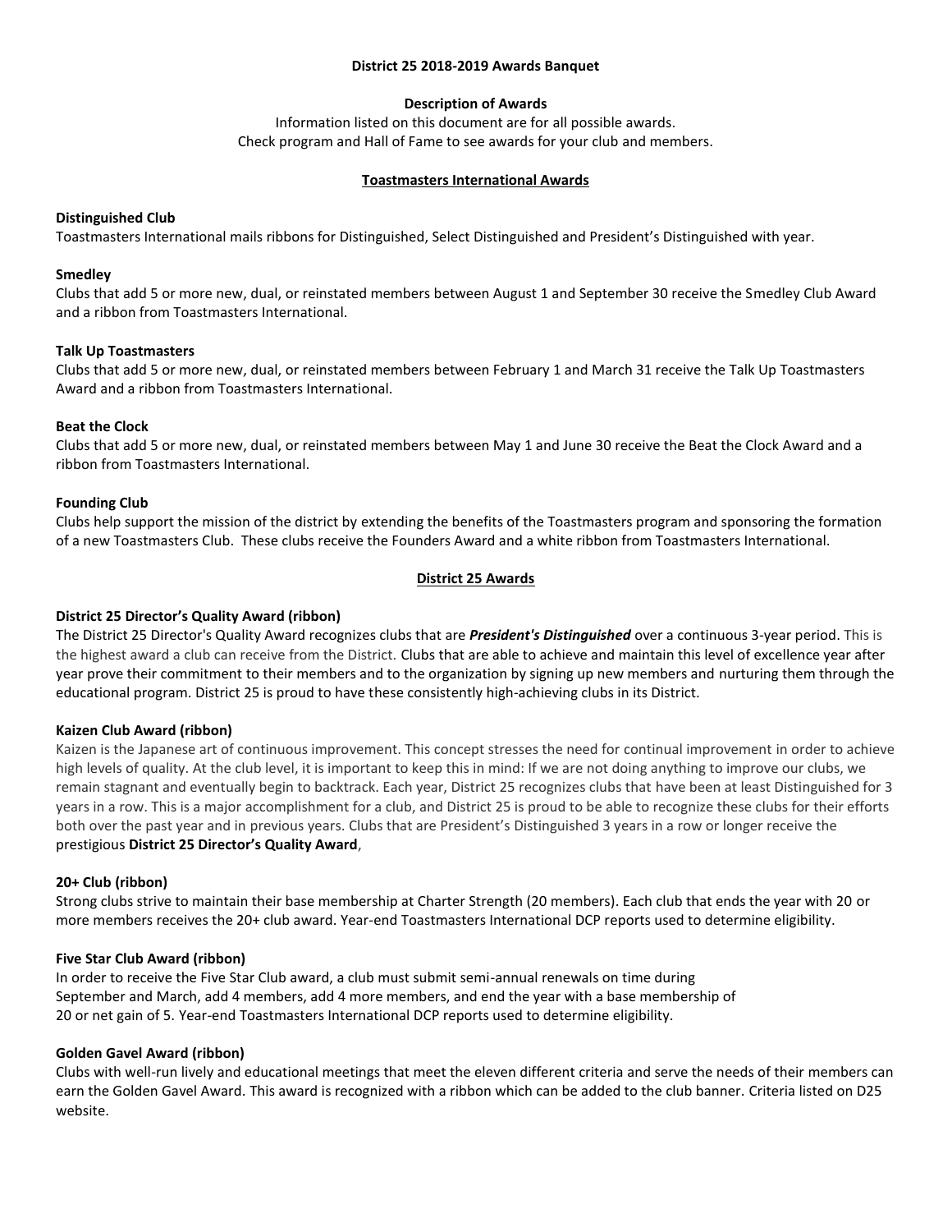# District 25 2018-2019 Awards Banquet

## Description of Awards

Information listed on this document are for all possible awards.
Check program and Hall of Fame to see awards for your club and members.

## Toastmasters International Awards

### Distinguished Club

Toastmasters International mails ribbons for Distinguished, Select Distinguished and President's Distinguished with year.

### Smedley

Clubs that add 5 or more new, dual, or reinstated members between August 1 and September 30 receive the Smedley Club Award and a ribbon from Toastmasters International.

### Talk Up Toastmasters

Clubs that add 5 or more new, dual, or reinstated members between February 1 and March 31 receive the Talk Up Toastmasters Award and a ribbon from Toastmasters International.

### Beat the Clock

Clubs that add 5 or more new, dual, or reinstated members between May 1 and June 30 receive the Beat the Clock Award and a ribbon from Toastmasters International.

### Founding Club

Clubs help support the mission of the district by extending the benefits of the Toastmasters program and sponsoring the formation of a new Toastmasters Club. These clubs receive the Founders Award and a white ribbon from Toastmasters International.

## District 25 Awards

### District 25 Director's Quality Award (ribbon)

The District 25 Director's Quality Award recognizes clubs that are ***President's Distinguished*** over a continuous 3-year period. This is the highest award a club can receive from the District. Clubs that are able to achieve and maintain this level of excellence year after year prove their commitment to their members and to the organization by signing up new members and nurturing them through the educational program. District 25 is proud to have these consistently high-achieving clubs in its District.

### Kaizen Club Award (ribbon)

Kaizen is the Japanese art of continuous improvement. This concept stresses the need for continual improvement in order to achieve high levels of quality. At the club level, it is important to keep this in mind: If we are not doing anything to improve our clubs, we remain stagnant and eventually begin to backtrack. Each year, District 25 recognizes clubs that have been at least Distinguished for 3 years in a row. This is a major accomplishment for a club, and District 25 is proud to be able to recognize these clubs for their efforts both over the past year and in previous years. Clubs that are President's Distinguished 3 years in a row or longer receive the prestigious **District 25 Director's Quality Award**,

### 20+ Club (ribbon)

Strong clubs strive to maintain their base membership at Charter Strength (20 members). Each club that ends the year with 20 or more members receives the 20+ club award. Year-end Toastmasters International DCP reports used to determine eligibility.

### Five Star Club Award (ribbon)

In order to receive the Five Star Club award, a club must submit semi-annual renewals on time during September and March, add 4 members, add 4 more members, and end the year with a base membership of 20 or net gain of 5. Year-end Toastmasters International DCP reports used to determine eligibility.

### Golden Gavel Award (ribbon)

Clubs with well-run lively and educational meetings that meet the eleven different criteria and serve the needs of their members can earn the Golden Gavel Award. This award is recognized with a ribbon which can be added to the club banner. Criteria listed on D25 website.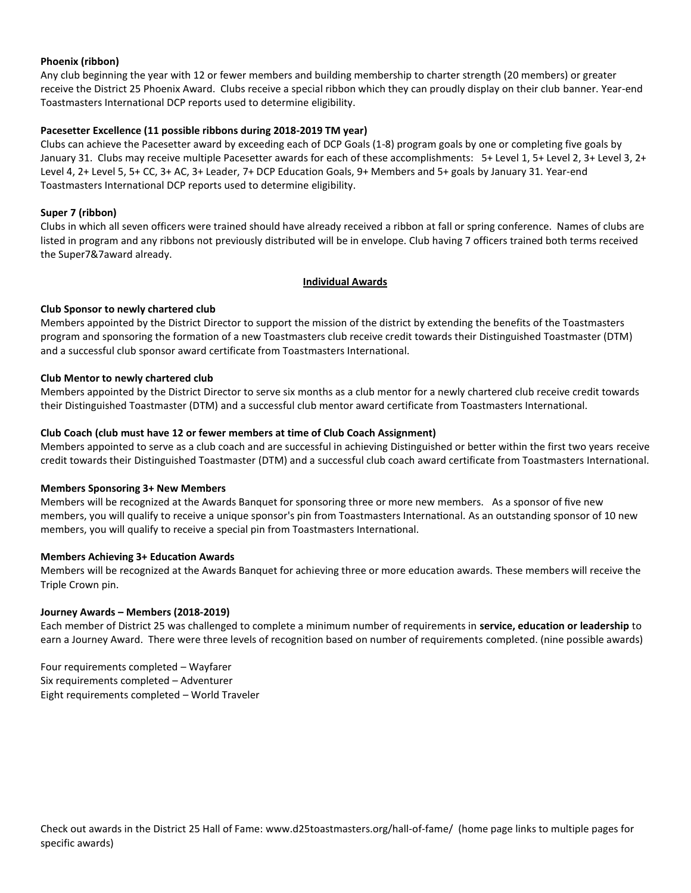**Phoenix (ribbon)**

Any club beginning the year with 12 or fewer members and building membership to charter strength (20 members) or greater receive the District 25 Phoenix Award. Clubs receive a special ribbon which they can proudly display on their club banner. Year-end Toastmasters International DCP reports used to determine eligibility.

**Pacesetter Excellence (11 possible ribbons during 2018-2019 TM year)**

Clubs can achieve the Pacesetter award by exceeding each of DCP Goals (1-8) program goals by one or completing five goals by January 31. Clubs may receive multiple Pacesetter awards for each of these accomplishments: 5+ Level 1, 5+ Level 2, 3+ Level 3, 2+ Level 4, 2+ Level 5, 5+ CC, 3+ AC, 3+ Leader, 7+ DCP Education Goals, 9+ Members and 5+ goals by January 31. Year-end Toastmasters International DCP reports used to determine eligibility.

**Super 7 (ribbon)**

Clubs in which all seven officers were trained should have already received a ribbon at fall or spring conference. Names of clubs are listed in program and any ribbons not previously distributed will be in envelope. Club having 7 officers trained both terms received the Super7&7award already.

## Individual Awards

**Club Sponsor to newly chartered club**

Members appointed by the District Director to support the mission of the district by extending the benefits of the Toastmasters program and sponsoring the formation of a new Toastmasters club receive credit towards their Distinguished Toastmaster (DTM) and a successful club sponsor award certificate from Toastmasters International.

**Club Mentor to newly chartered club**

Members appointed by the District Director to serve six months as a club mentor for a newly chartered club receive credit towards their Distinguished Toastmaster (DTM) and a successful club mentor award certificate from Toastmasters International.

**Club Coach (club must have 12 or fewer members at time of Club Coach Assignment)**

Members appointed to serve as a club coach and are successful in achieving Distinguished or better within the first two years receive credit towards their Distinguished Toastmaster (DTM) and a successful club coach award certificate from Toastmasters International.

**Members Sponsoring 3+ New Members**

Members will be recognized at the Awards Banquet for sponsoring three or more new members. As a sponsor of five new members, you will qualify to receive a unique sponsor's pin from Toastmasters International. As an outstanding sponsor of 10 new members, you will qualify to receive a special pin from Toastmasters International.

**Members Achieving 3+ Education Awards**

Members will be recognized at the Awards Banquet for achieving three or more education awards. These members will receive the Triple Crown pin.

**Journey Awards – Members (2018-2019)**

Each member of District 25 was challenged to complete a minimum number of requirements in **service, education or leadership** to earn a Journey Award. There were three levels of recognition based on number of requirements completed. (nine possible awards)

Four requirements completed – Wayfarer
Six requirements completed – Adventurer
Eight requirements completed – World Traveler

Check out awards in the District 25 Hall of Fame: www.d25toastmasters.org/hall-of-fame/ (home page links to multiple pages for specific awards)